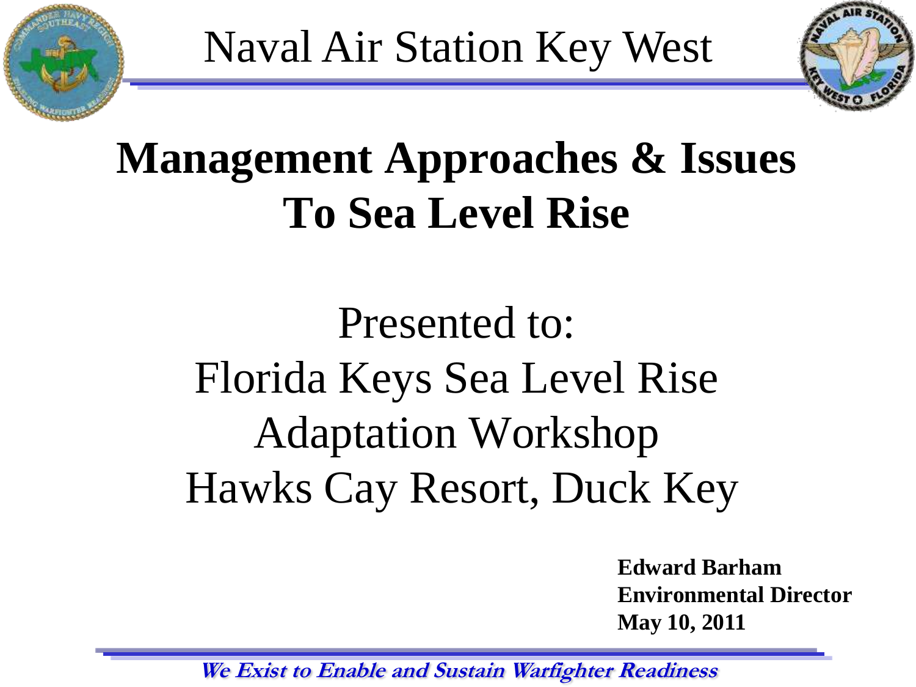Naval Air Station Key West

# Management Approaches & Issues To Sea Level Rise

Presented to:
Florida Keys Sea Level Rise Adaptation Workshop
Hawks Cay Resort, Duck Key

**Edward Barham**
**Environmental Director**
**May 10, 2011**

***We Exist to Enable and Sustain Warfighter Readiness***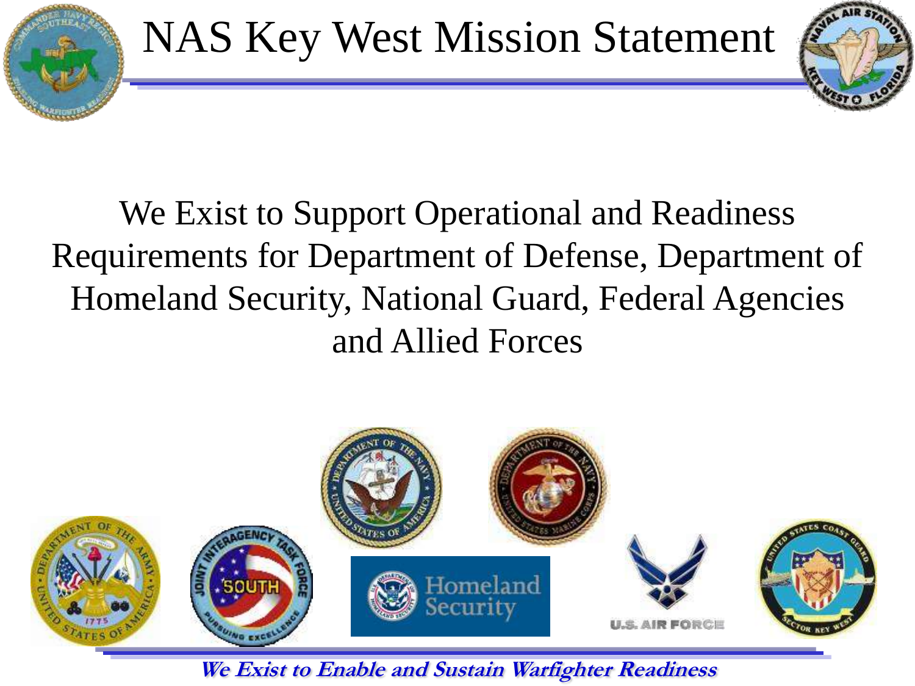# NAS Key West Mission Statement

We Exist to Support Operational and Readiness Requirements for Department of Defense, Department of Homeland Security, National Guard, Federal Agencies and Allied Forces

***We Exist to Enable and Sustain Warfighter Readiness***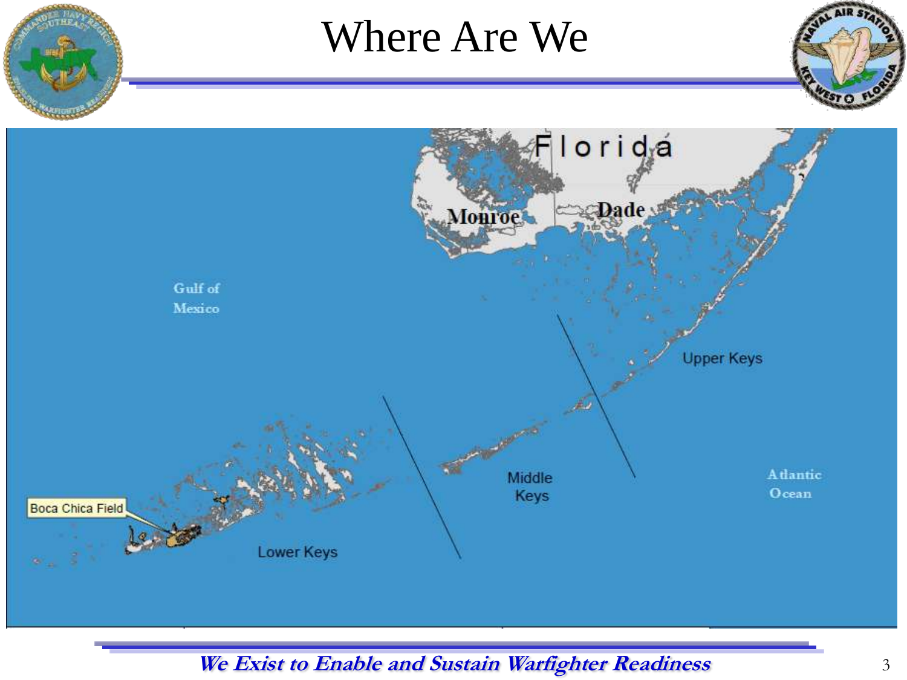# Where Are We

Florida

Monroe

Dade

Gulf of Mexico

Upper Keys

Middle Keys

Lower Keys

Atlantic Ocean

Boca Chica Field

*We Exist to Enable and Sustain Warfighter Readiness*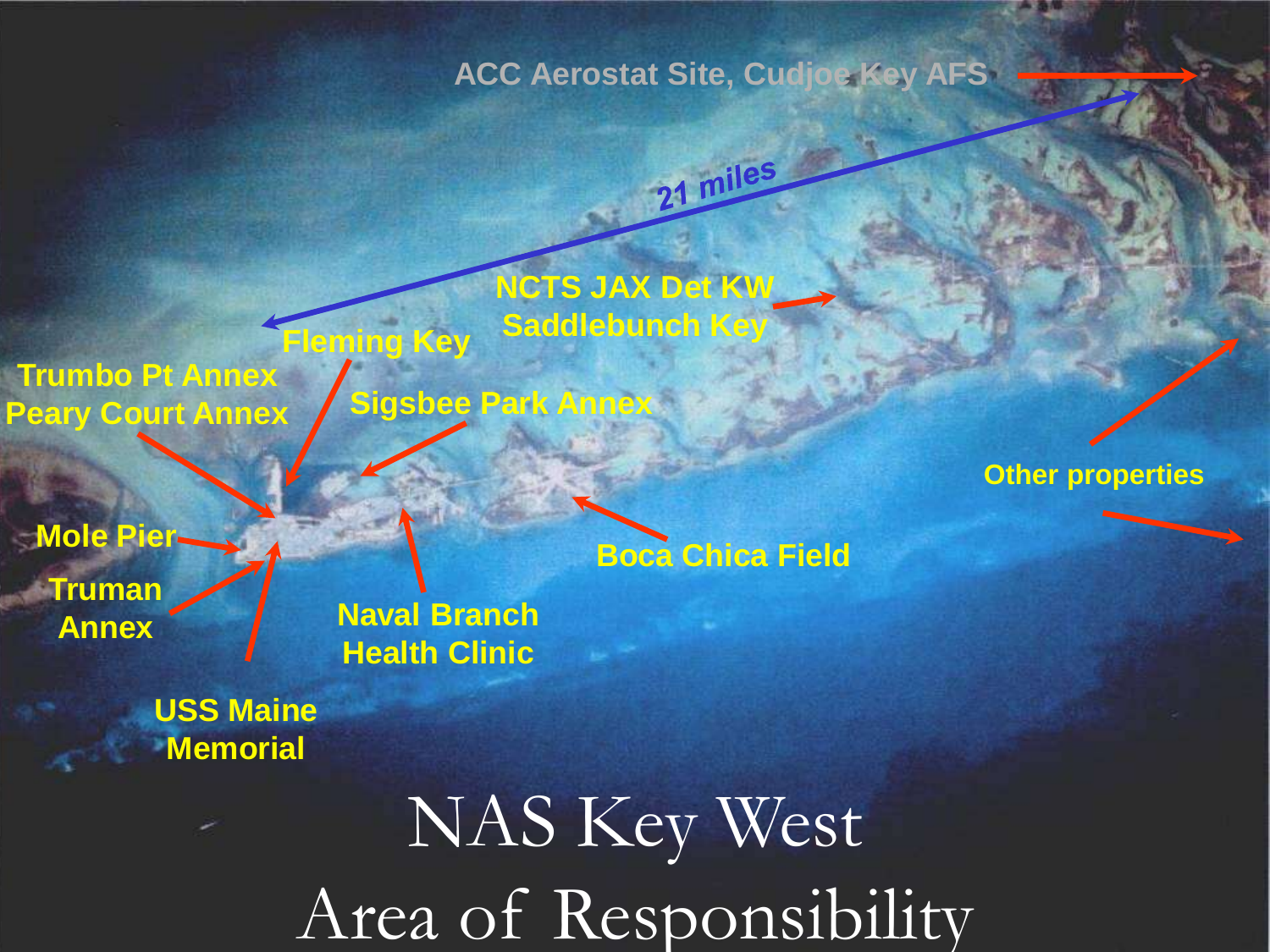ACC Aerostat Site, Cudjoe Key AFS

21 miles

NCTS JAX Det KW Saddlebunch Key

Fleming Key

Trumbo Pt Annex

Peary Court Annex

Sigsbee Park Annex

Other properties

Mole Pier

Truman Annex

Boca Chica Field

Naval Branch Health Clinic

USS Maine Memorial

# NAS Key West Area of Responsibility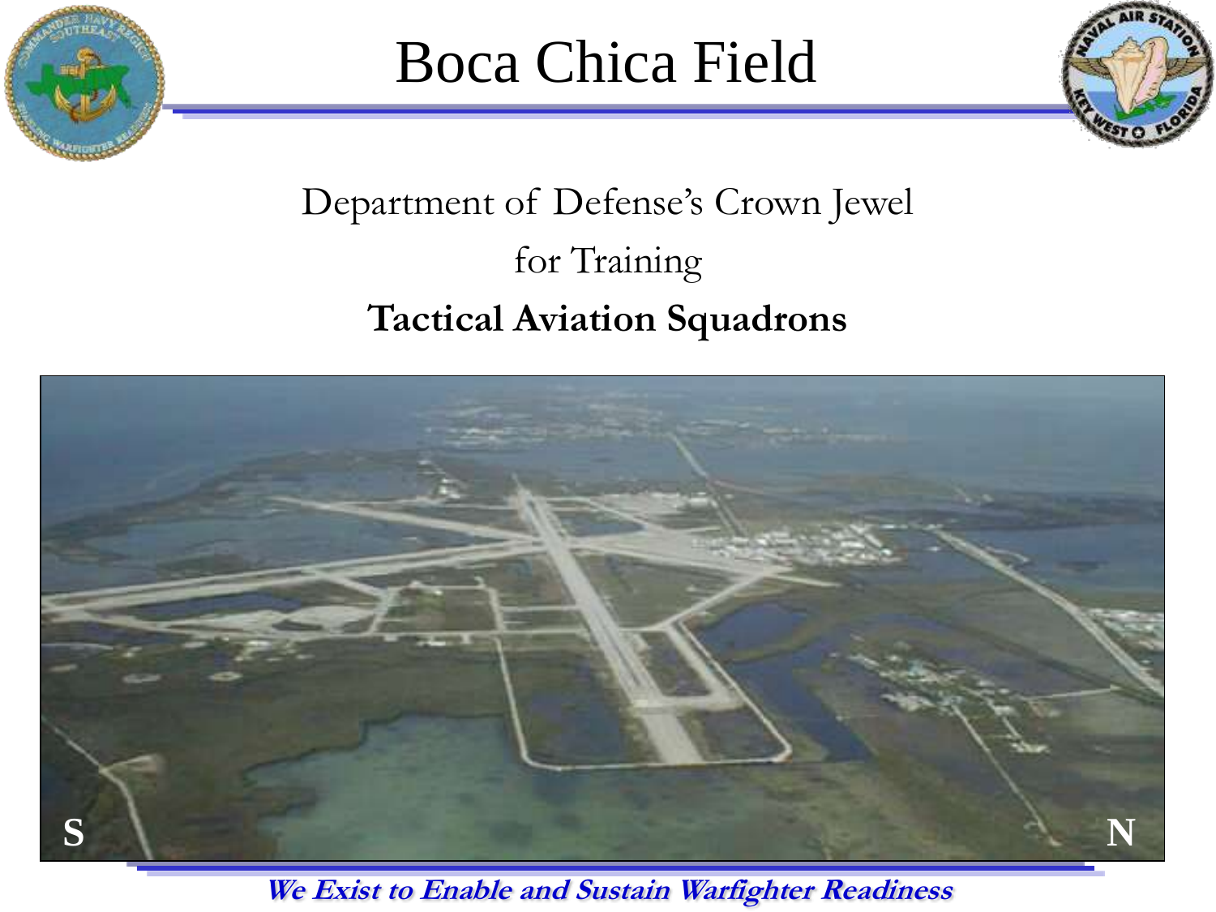# Boca Chica Field

Department of Defense's Crown Jewel

for Training

**Tactical Aviation Squadrons**

*We Exist to Enable and Sustain Warfighter Readiness*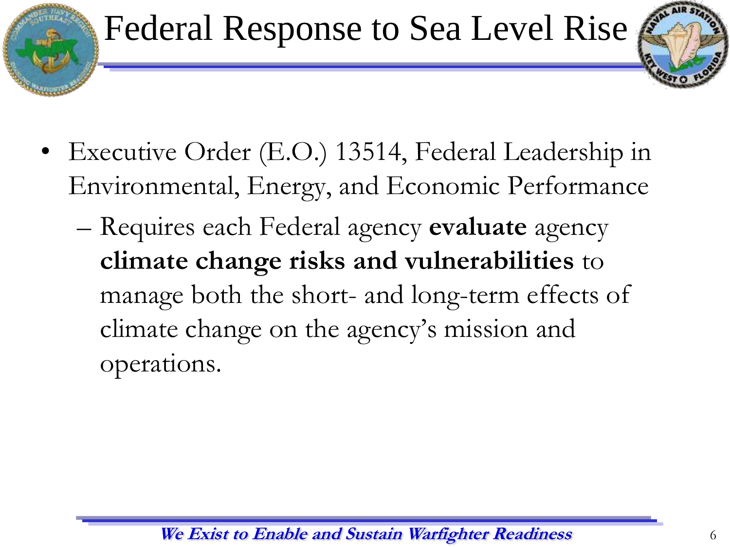# Federal Response to Sea Level Rise

- Executive Order (E.O.) 13514, Federal Leadership in Environmental, Energy, and Economic Performance
  - Requires each Federal agency **evaluate** agency **climate change risks and vulnerabilities** to manage both the short- and long-term effects of climate change on the agency's mission and operations.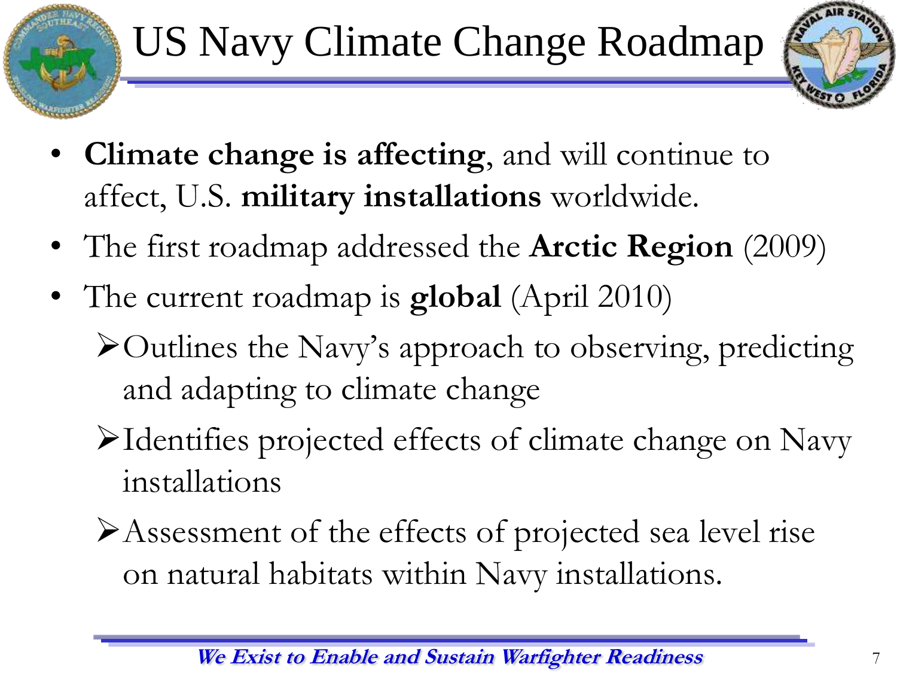# US Navy Climate Change Roadmap

- **Climate change is affecting**, and will continue to affect, U.S. **military installations** worldwide.
- The first roadmap addressed the **Arctic Region** (2009)
- The current roadmap is **global** (April 2010)
  - Outlines the Navy's approach to observing, predicting and adapting to climate change
  - Identifies projected effects of climate change on Navy installations
  - Assessment of the effects of projected sea level rise on natural habitats within Navy installations.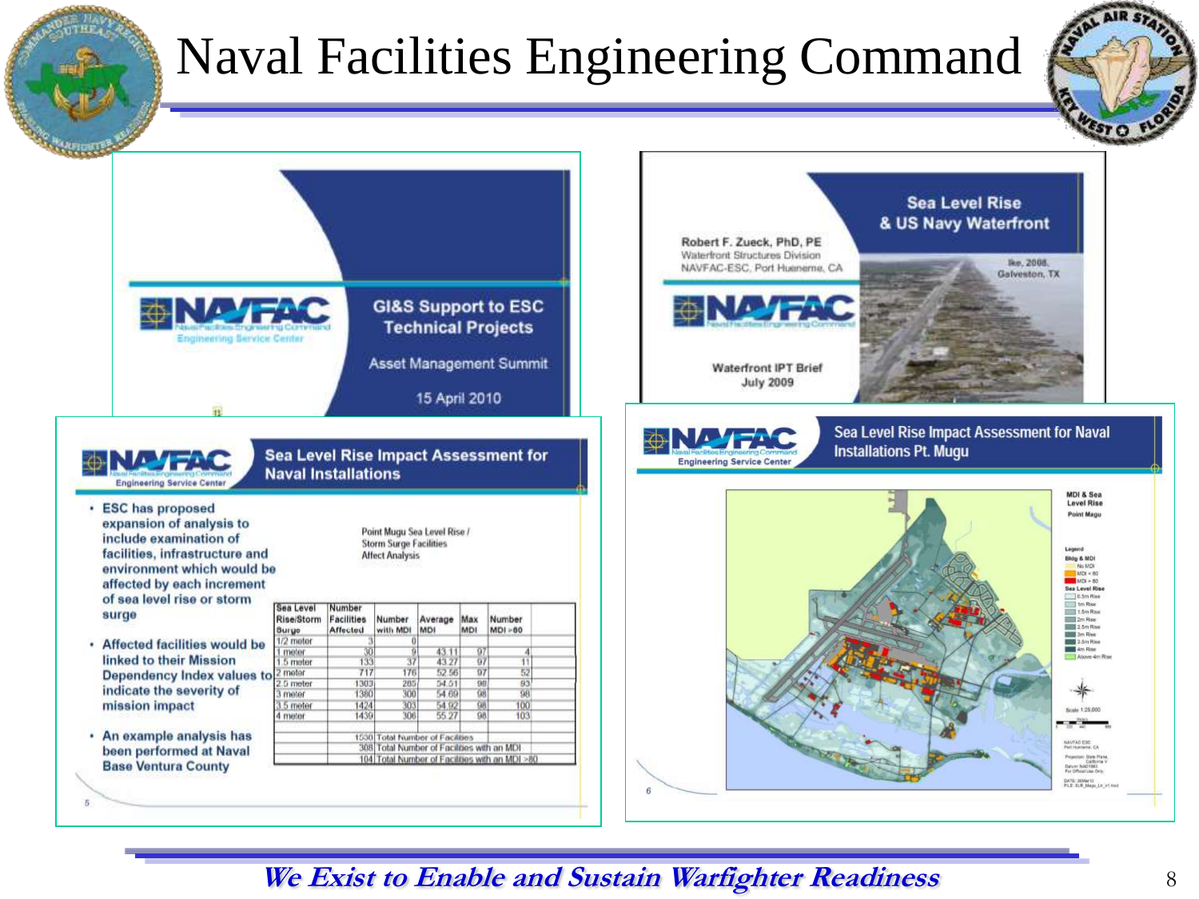# Naval Facilities Engineering Command

## GI&S Support to ESC Technical Projects

NAVFAC Naval Facilities Engineering Command Engineering Service Center

Asset Management Summit

15 April 2010

## Sea Level Rise & US Navy Waterfront

Robert F. Zueck, PhD, PE
Waterfront Structures Division
NAVFAC-ESC, Port Hueneme, CA

Waterfront IPT Brief
July 2009

Ike, 2008, Galveston, TX

## Sea Level Rise Impact Assessment for Naval Installations

- ESC has proposed expansion of analysis to include examination of facilities, infrastructure and environment which would be affected by each increment of sea level rise or storm surge
- Affected facilities would be linked to their Mission Dependency Index values to indicate the severity of mission impact
- An example analysis has been performed at Naval Base Ventura County

Point Mugu Sea Level Rise / Storm Surge Facilities Affect Analysis

| Sea Level Rise/Storm Surge | Number Facilities Affected | Number with MDI | Average MDI | Max MDI | Number MDI >80 |
|---|---|---|---|---|---|
| 1/2 meter | 3 | 0 | | | |
| 1 meter | 30 | 9 | 43.11 | 97 | 4 |
| 1.5 meter | 133 | 37 | 43.27 | 97 | 11 |
| 2 meter | 717 | 176 | 52.56 | 97 | 52 |
| 2.5 meter | 1303 | 285 | 54.51 | 98 | 93 |
| 3 meter | 1380 | 300 | 54.69 | 98 | 98 |
| 3.5 meter | 1424 | 303 | 54.92 | 98 | 100 |
| 4 meter | 1439 | 306 | 55.27 | 98 | 103 |
| | 1530 | Total Number of Facilities | | | |
| | 308 | Total Number of Facilities with an MDI | | | |
| | 104 | Total Number of Facilities with an MDI >80 | | | |

## Sea Level Rise Impact Assessment for Naval Installations Pt. Mugu

*We Exist to Enable and Sustain Warfighter Readiness*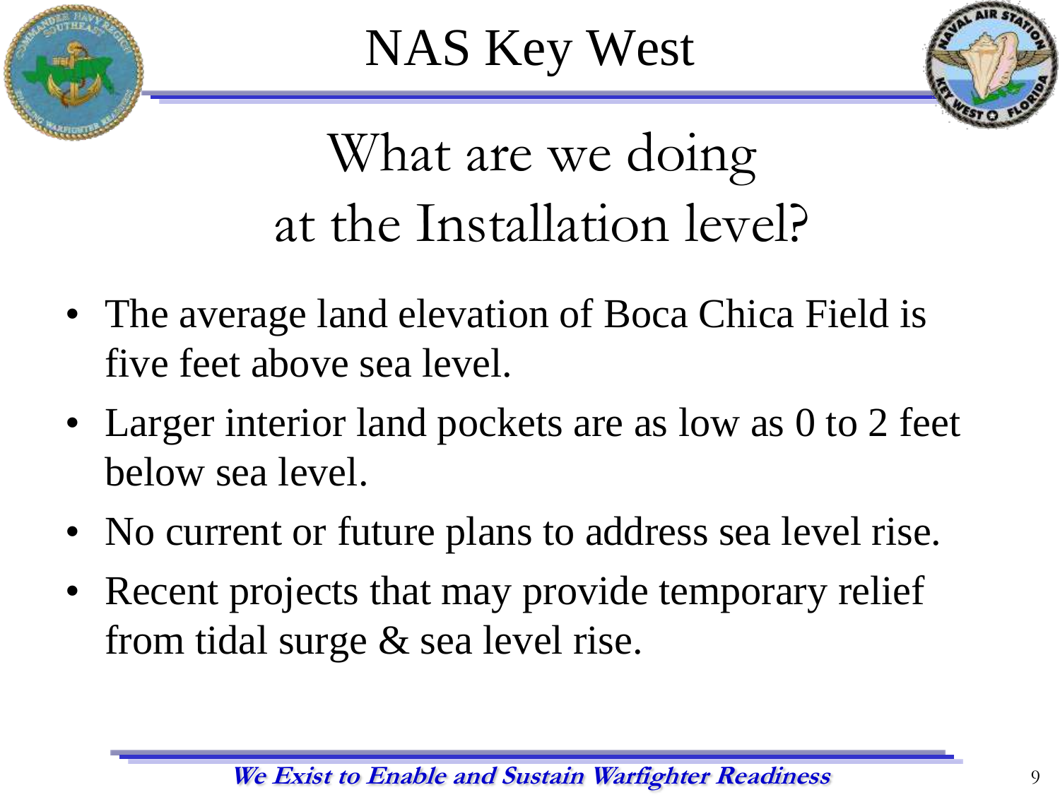# NAS Key West

## What are we doing at the Installation level?

- The average land elevation of Boca Chica Field is five feet above sea level.
- Larger interior land pockets are as low as 0 to 2 feet below sea level.
- No current or future plans to address sea level rise.
- Recent projects that may provide temporary relief from tidal surge & sea level rise.

***We Exist to Enable and Sustain Warfighter Readiness***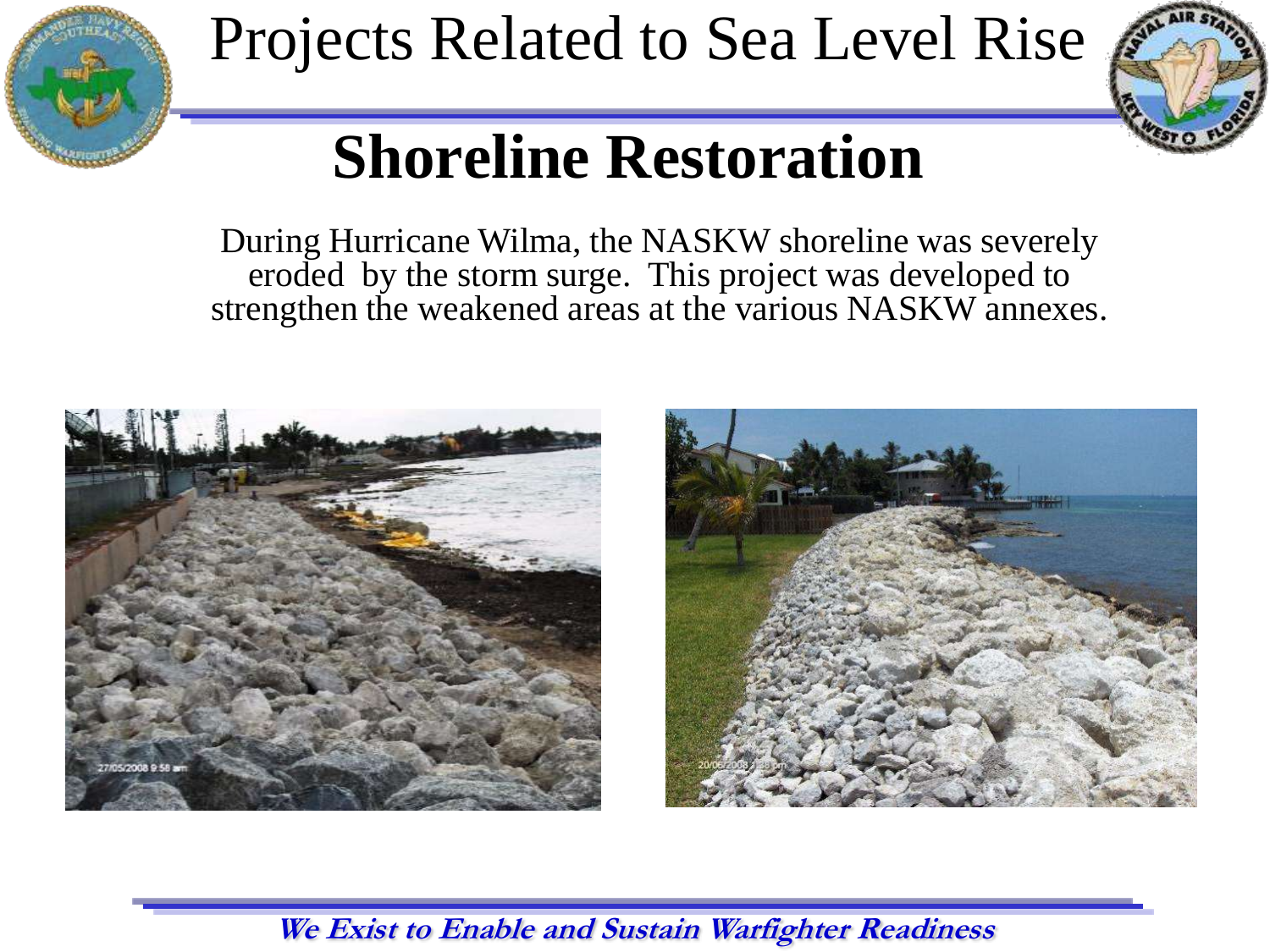# Projects Related to Sea Level Rise

## Shoreline Restoration

During Hurricane Wilma, the NASKW shoreline was severely eroded by the storm surge. This project was developed to strengthen the weakened areas at the various NASKW annexes.

***We Exist to Enable and Sustain Warfighter Readiness***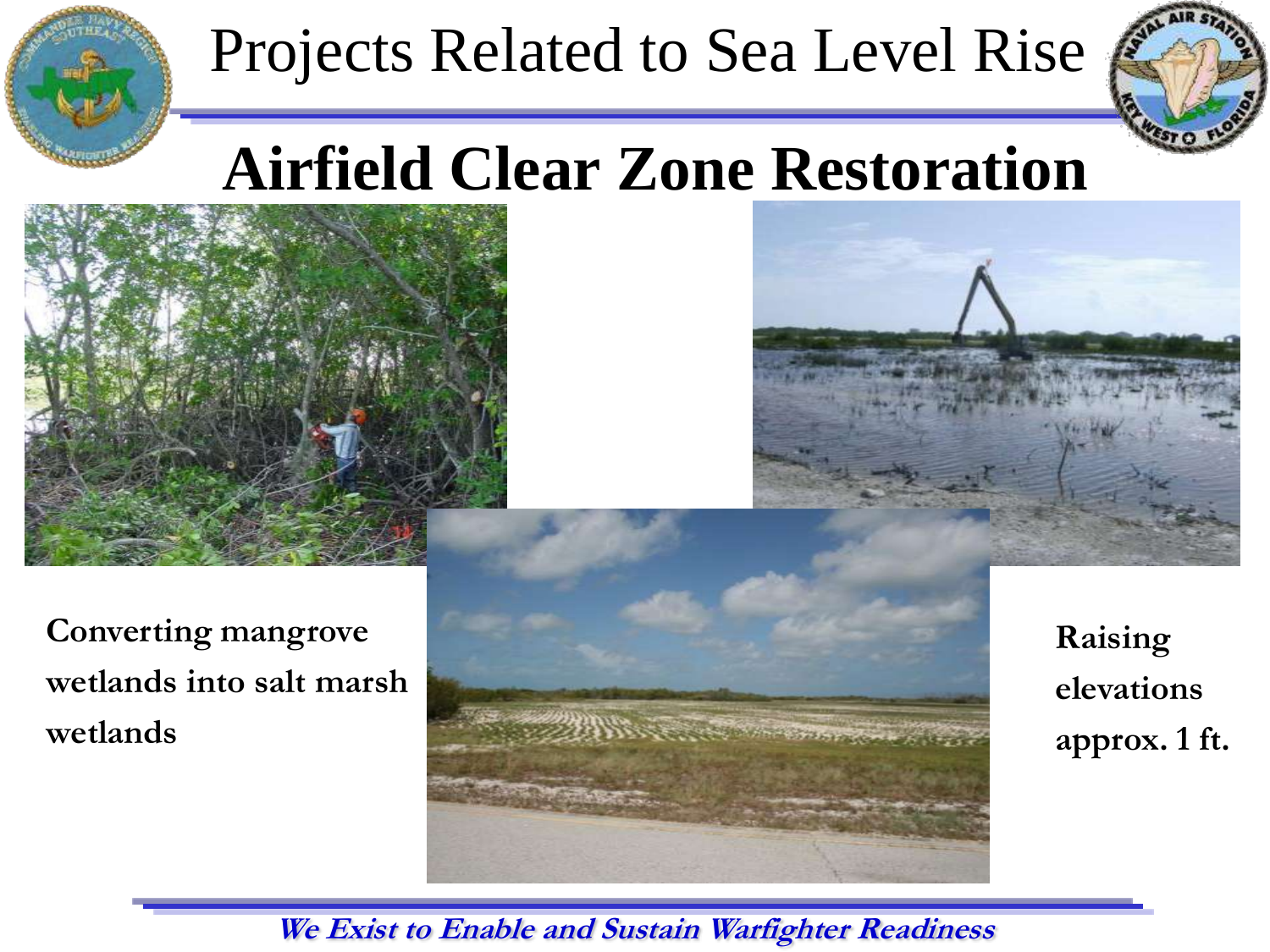# Projects Related to Sea Level Rise

## Airfield Clear Zone Restoration

**Converting mangrove wetlands into salt marsh wetlands**

**Raising elevations approx. 1 ft.**

*We Exist to Enable and Sustain Warfighter Readiness*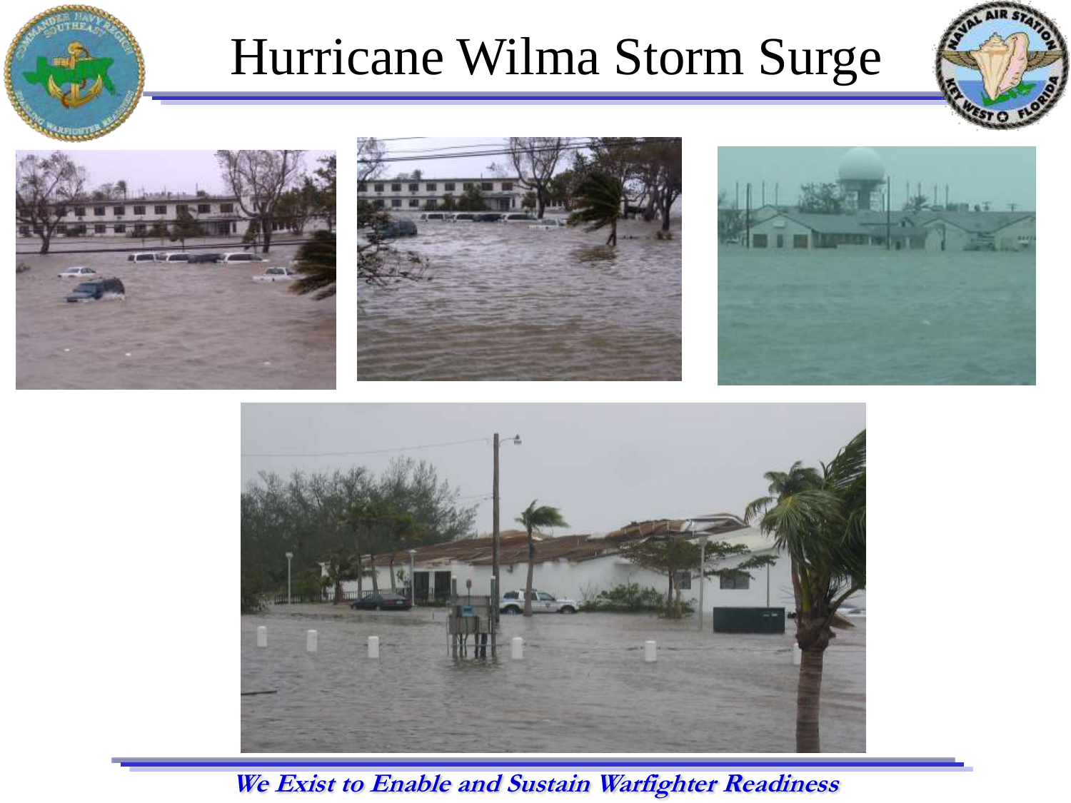# Hurricane Wilma Storm Surge

*We Exist to Enable and Sustain Warfighter Readiness*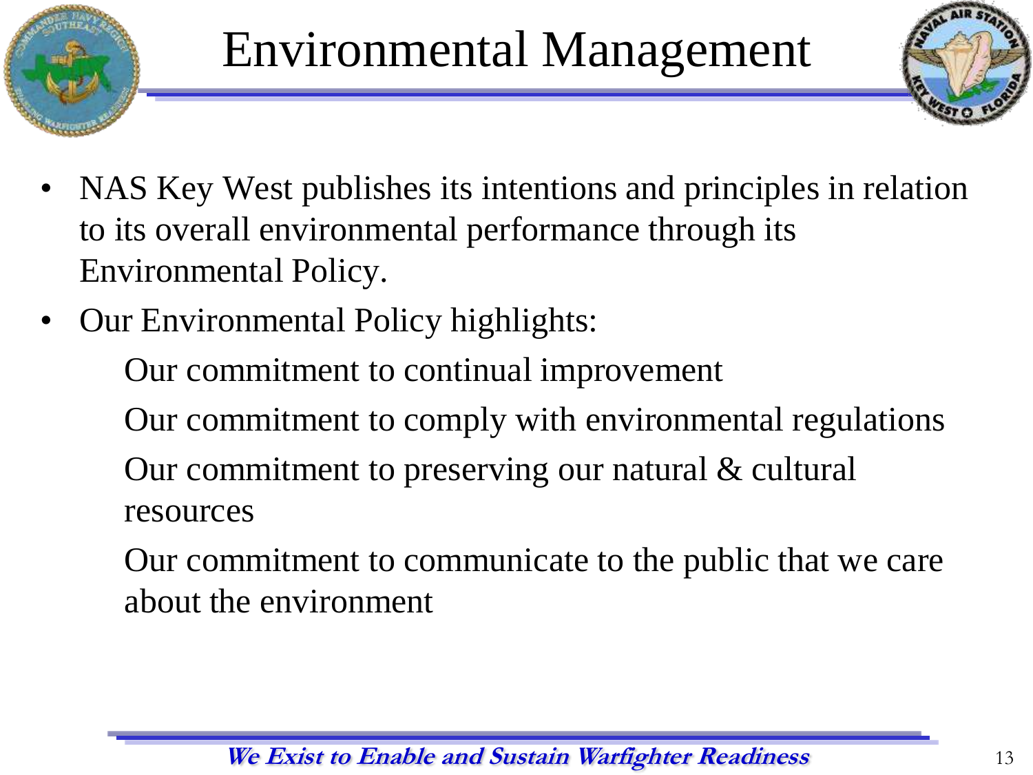# Environmental Management

- NAS Key West publishes its intentions and principles in relation to its overall environmental performance through its Environmental Policy.
- Our Environmental Policy highlights:
  - Our commitment to continual improvement
  - Our commitment to comply with environmental regulations
  - Our commitment to preserving our natural & cultural resources
  - Our commitment to communicate to the public that we care about the environment

***We Exist to Enable and Sustain Warfighter Readiness***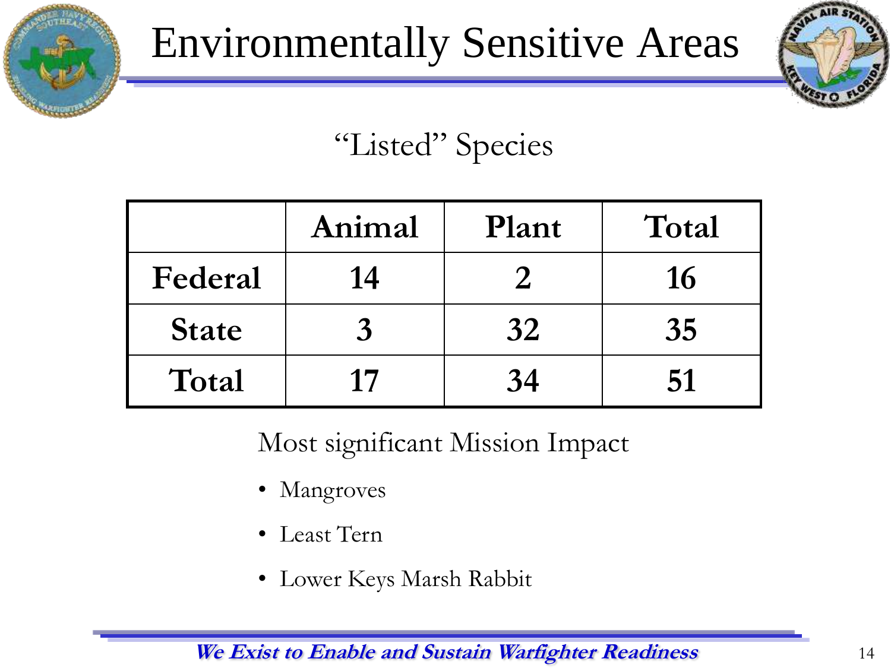# Environmentally Sensitive Areas

## “Listed” Species

| | Animal | Plant | Total |
|---|---|---|---|
| **Federal** | 14 | 2 | 16 |
| **State** | 3 | 32 | 35 |
| **Total** | 17 | 34 | 51 |

Most significant Mission Impact

- Mangroves
- Least Tern
- Lower Keys Marsh Rabbit

*We Exist to Enable and Sustain Warfighter Readiness*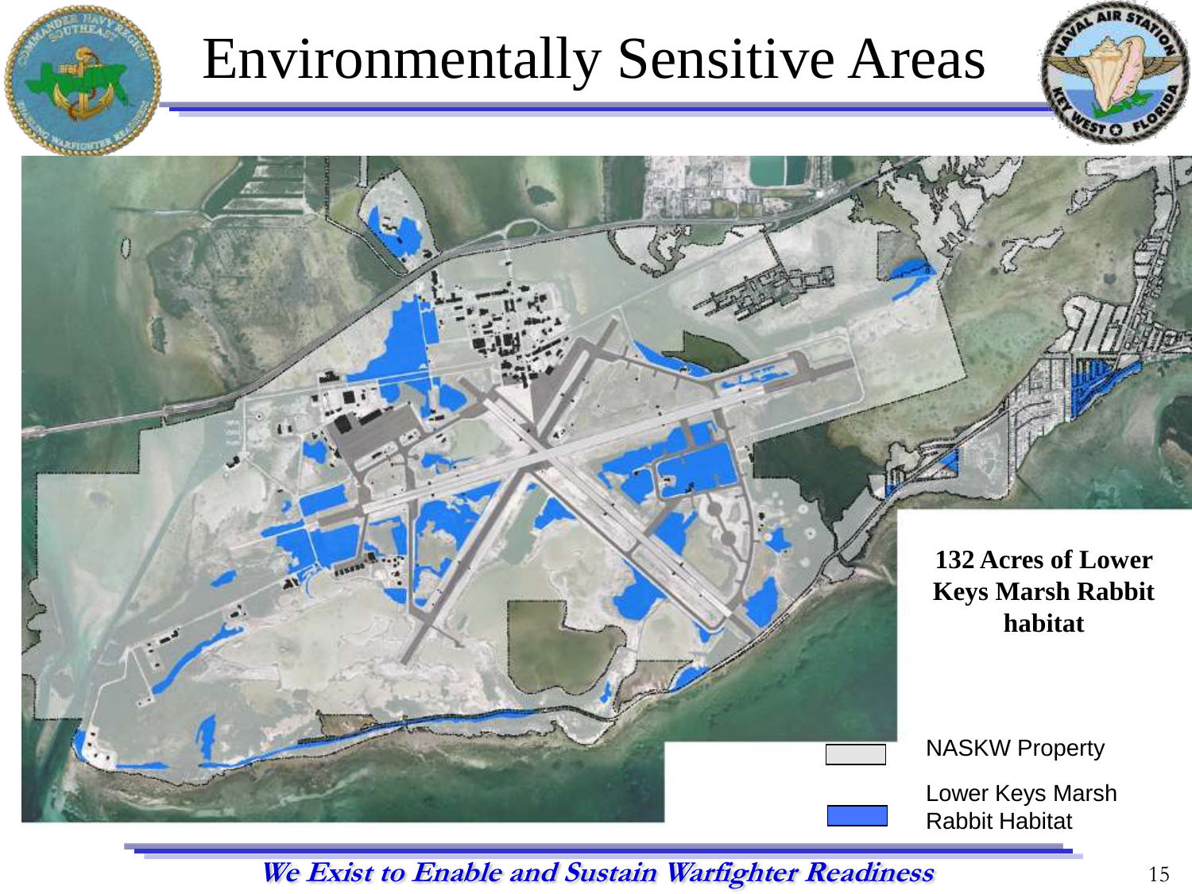# Environmentally Sensitive Areas

**132 Acres of Lower Keys Marsh Rabbit habitat**

NASKW Property

Lower Keys Marsh Rabbit Habitat

***We Exist to Enable and Sustain Warfighter Readiness***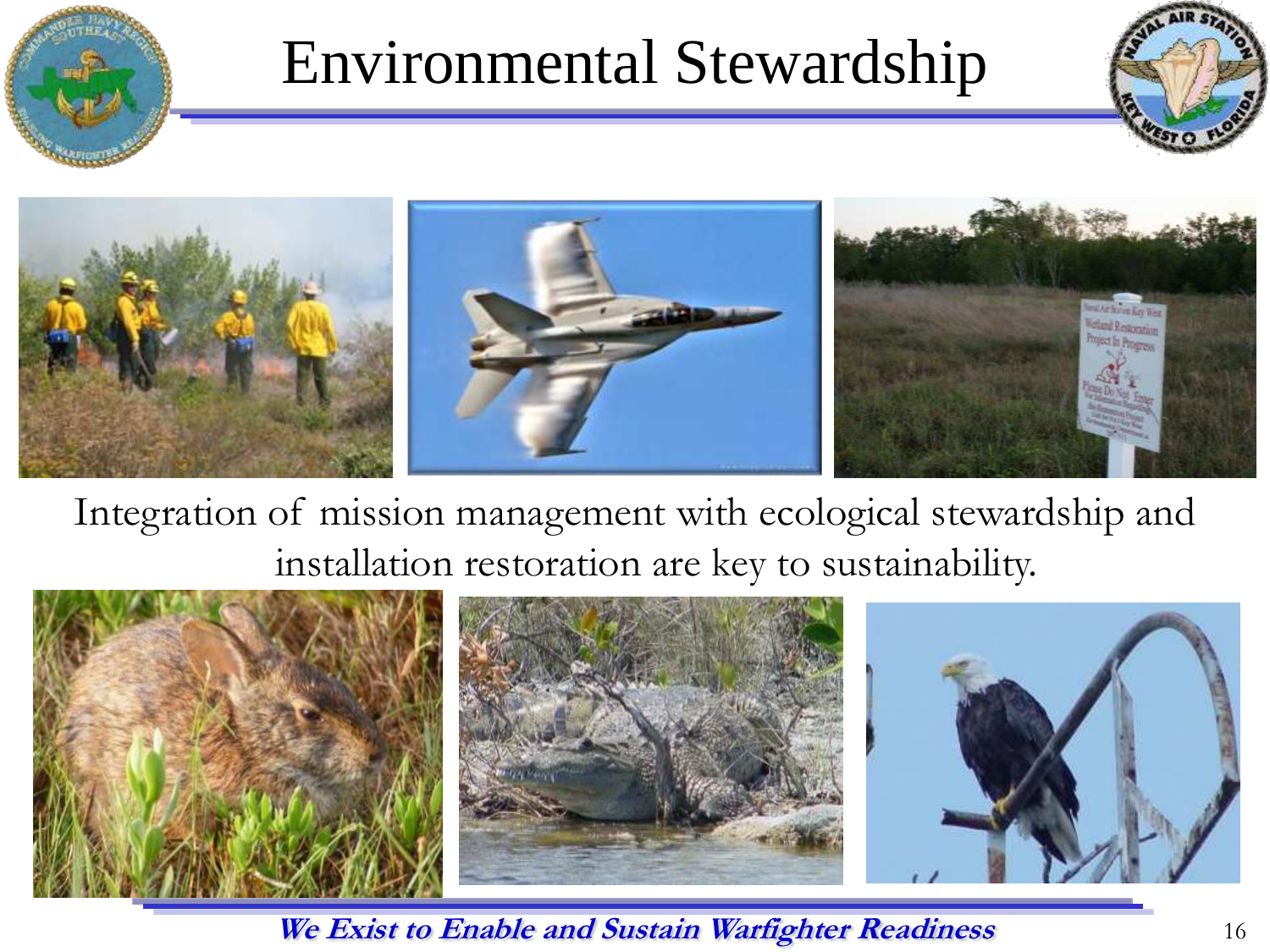# Environmental Stewardship

Integration of mission management with ecological stewardship and installation restoration are key to sustainability.

***We Exist to Enable and Sustain Warfighter Readiness***